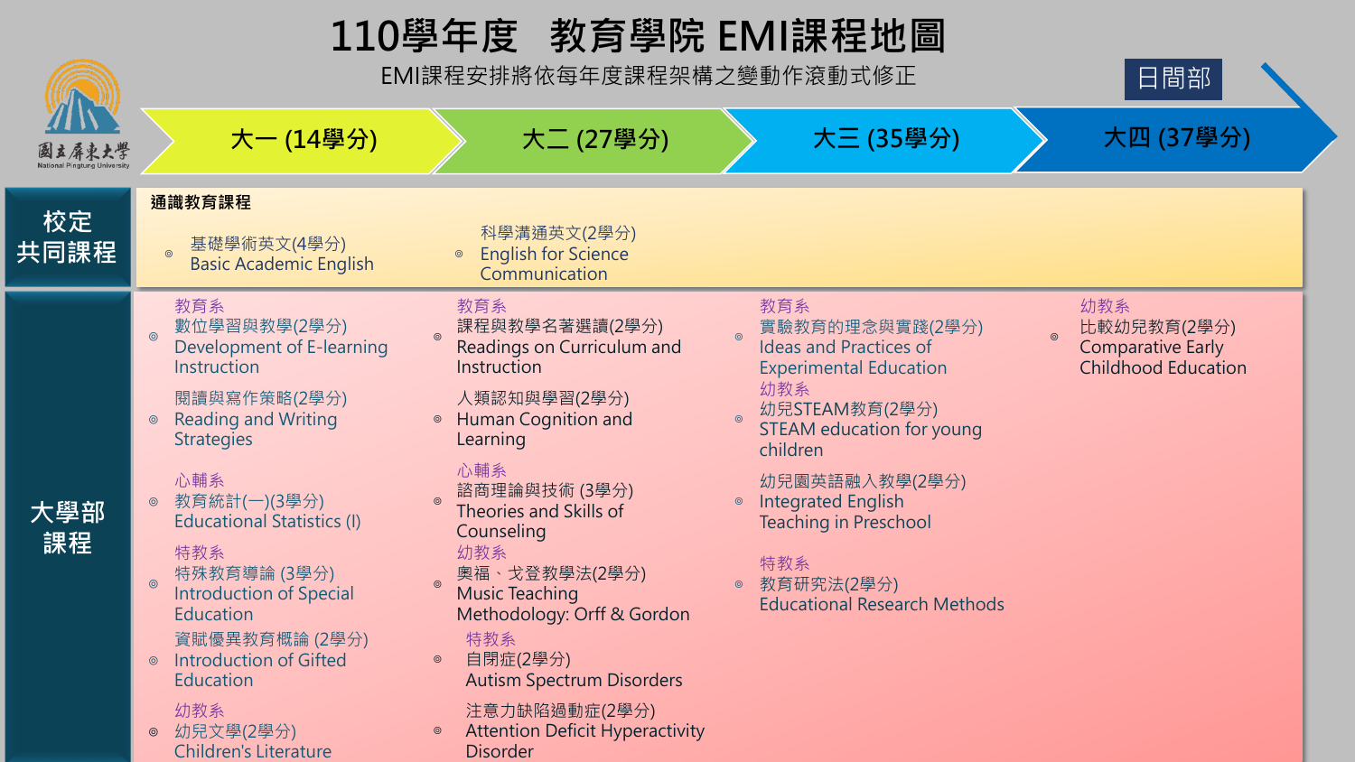# 110學年度　教育學院 EMI課程地圖

EMI課程安排將依每年度課程架構之變動作滾動式修正

日間部

| | 大一 (14學分) | 大二 (27學分) | 大三 (35學分) | 大四 (37學分) |
|---|---|---|---|---|
| 校定共同課程 | **通識教育課程**<br>◎ 基礎學術英文(4學分) Basic Academic English | ◎ 科學溝通英文(2學分) English for Science Communication | | |
| 大學部課程 | 教育系<br>◎ 數位學習與教學(2學分) Development of E-learning Instruction<br>◎ 閱讀與寫作策略(2學分) Reading and Writing Strategies<br>心輔系<br>◎ 教育統計(一)(3學分) Educational Statistics (I)<br>特教系<br>◎ 特殊教育導論 (3學分) Introduction of Special Education<br>◎ 資賦優異教育概論 (2學分) Introduction of Gifted Education<br>幼教系<br>◎ 幼兒文學(2學分) Children's Literature | 教育系<br>◎ 課程與教學名著選讀(2學分) Readings on Curriculum and Instruction<br>◎ 人類認知與學習(2學分) Human Cognition and Learning<br>心輔系<br>◎ 諮商理論與技術 (3學分) Theories and Skills of Counseling<br>幼教系<br>◎ 奧福、戈登教學法(2學分) Music Teaching Methodology: Orff & Gordon<br>特教系<br>◎ 自閉症(2學分) Autism Spectrum Disorders<br>◎ 注意力缺陷過動症(2學分) Attention Deficit Hyperactivity Disorder | 教育系<br>◎ 實驗教育的理念與實踐(2學分) Ideas and Practices of Experimental Education<br>幼教系<br>◎ 幼兒STEAM教育(2學分) STEAM education for young children<br>◎ 幼兒園英語融入教學(2學分) Integrated English Teaching in Preschool<br>特教系<br>◎ 教育研究法(2學分) Educational Research Methods | 幼教系<br>◎ 比較幼兒教育(2學分) Comparative Early Childhood Education |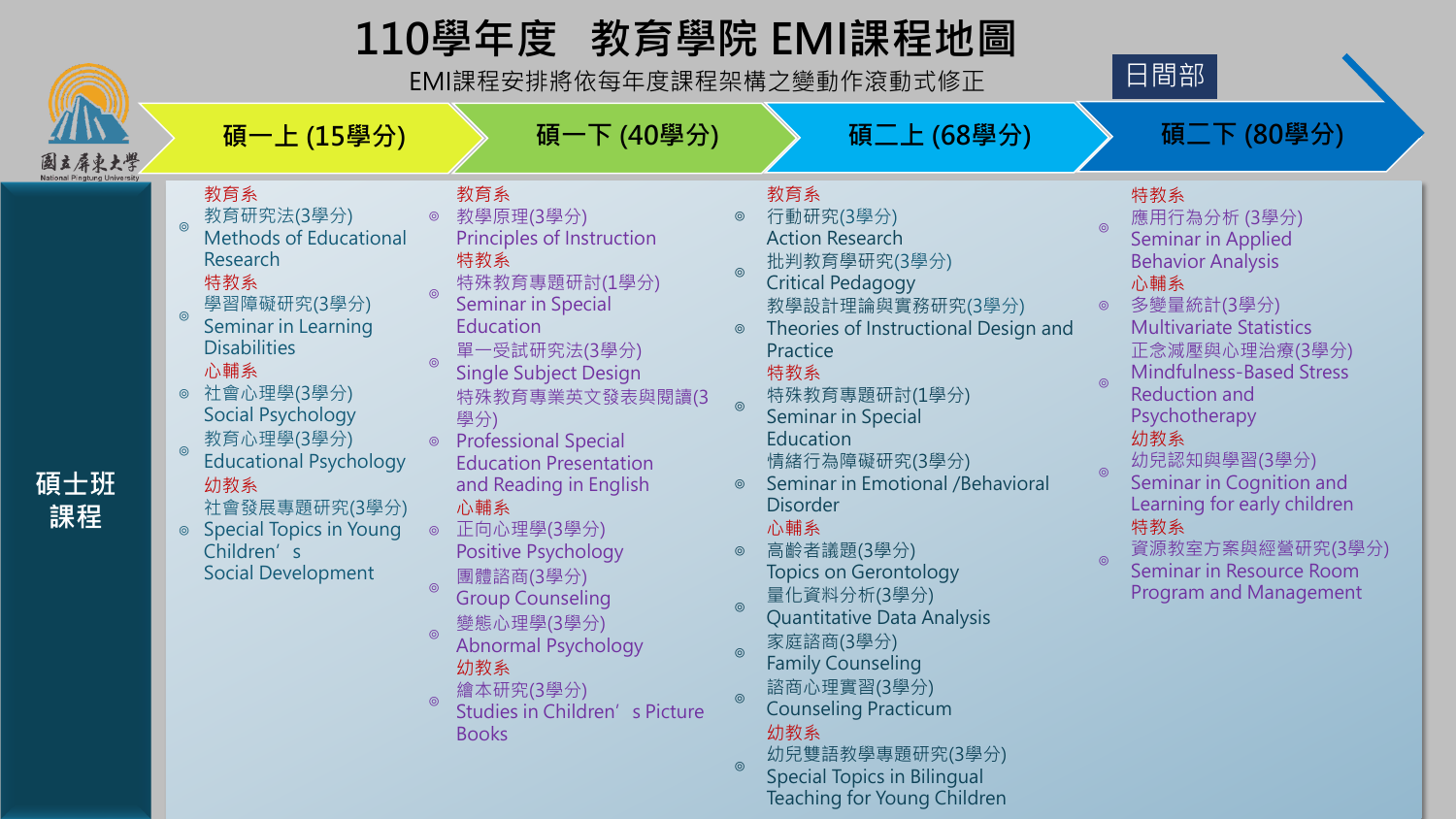# 110學年度　教育學院 EMI課程地圖

EMI課程安排將依每年度課程架構之變動作滾動式修正

日間部

國立屏東大學 National Pingtung University

## 碩士班課程

### 碩一上 (15學分)

教育系
- 教育研究法(3學分) Methods of Educational Research

特教系
- 學習障礙研究(3學分) Seminar in Learning Disabilities

心輔系
- 社會心理學(3學分) Social Psychology
- 教育心理學(3學分) Educational Psychology

幼教系
- 社會發展專題研究(3學分) Special Topics in Young Children's Social Development

### 碩一下 (40學分)

教育系
- 教學原理(3學分) Principles of Instruction

特教系
- 特殊教育專題研討(1學分) Seminar in Special Education
- 單一受試研究法(3學分) Single Subject Design
- 特殊教育專業英文發表與閱讀(3學分) Professional Special Education Presentation and Reading in English

心輔系
- 正向心理學(3學分) Positive Psychology
- 團體諮商(3學分) Group Counseling
- 變態心理學(3學分) Abnormal Psychology

幼教系
- 繪本研究(3學分) Studies in Children's Picture Books

### 碩二上 (68學分)

教育系
- 行動研究(3學分) Action Research
- 批判教育學研究(3學分) Critical Pedagogy
- 教學設計理論與實務研究(3學分) Theories of Instructional Design and Practice

特教系
- 特殊教育專題研討(1學分) Seminar in Special Education
- 情緒行為障礙研究(3學分) Seminar in Emotional /Behavioral Disorder

心輔系
- 高齡者議題(3學分) Topics on Gerontology
- 量化資料分析(3學分) Quantitative Data Analysis
- 家庭諮商(3學分) Family Counseling
- 諮商心理實習(3學分) Counseling Practicum

幼教系
- 幼兒雙語教學專題研究(3學分) Special Topics in Bilingual Teaching for Young Children

### 碩二下 (80學分)

特教系
- 應用行為分析 (3學分) Seminar in Applied Behavior Analysis

心輔系
- 多變量統計(3學分) Multivariate Statistics
- 正念減壓與心理治療(3學分) Mindfulness-Based Stress Reduction and Psychotherapy

幼教系
- 幼兒認知與學習(3學分) Seminar in Cognition and Learning for early children

特教系
- 資源教室方案與經營研究(3學分) Seminar in Resource Room Program and Management